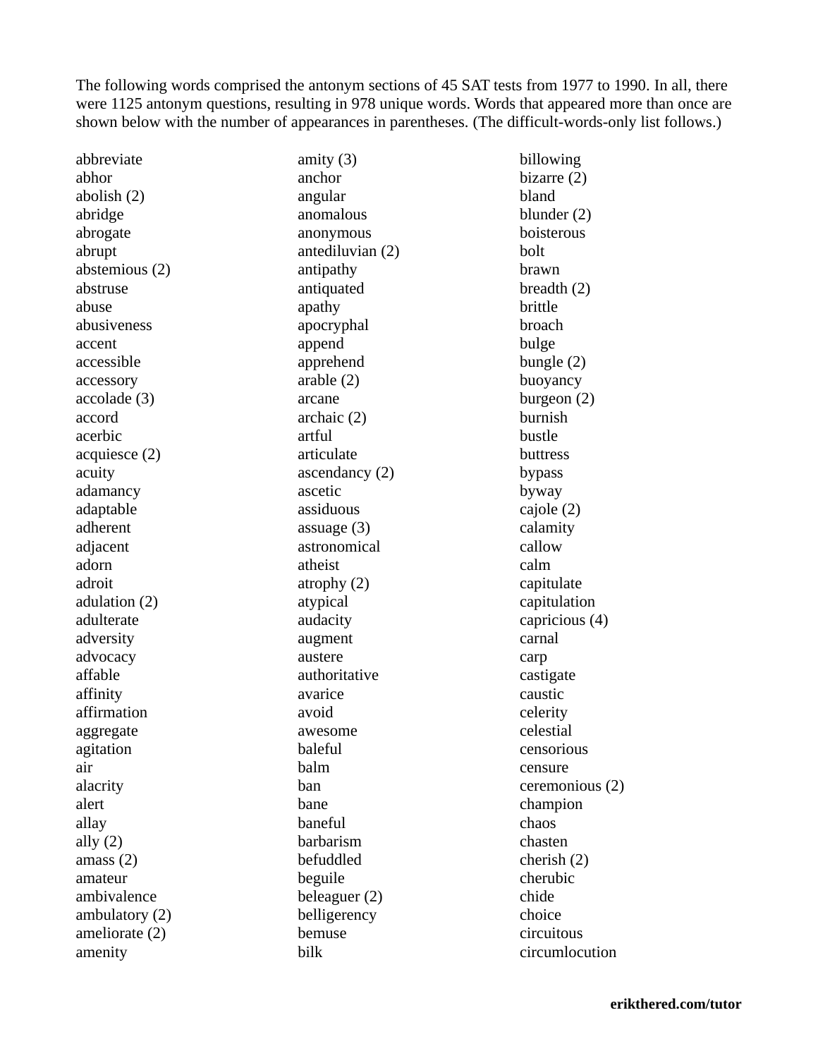The following words comprised the antonym sections of 45 SAT tests from 1977 to 1990. In all, there were 1125 antonym questions, resulting in 978 unique words. Words that appeared more than once are shown below with the number of appearances in parentheses. (The difficult-words-only list follows.)

abbreviate
abhor
abolish (2)
abridge
abrogate
abrupt
abstemious (2)
abstruse
abuse
abusiveness
accent
accessible
accessory
accolade (3)
accord
acerbic
acquiesce (2)
acuity
adamancy
adaptable
adherent
adjacent
adorn
adroit
adulation (2)
adulterate
adversity
advocacy
affable
affinity
affirmation
aggregate
agitation
air
alacrity
alert
allay
ally (2)
amass (2)
amateur
ambivalence
ambulatory (2)
ameliorate (2)
amenity
amity (3)
anchor
angular
anomalous
anonymous
antediluvian (2)
antipathy
antiquated
apathy
apocryphal
append
apprehend
arable (2)
arcane
archaic (2)
artful
articulate
ascendancy (2)
ascetic
assiduous
assuage (3)
astronomical
atheist
atrophy (2)
atypical
audacity
augment
austere
authoritative
avarice
avoid
awesome
baleful
balm
ban
bane
baneful
barbarism
befuddled
beguile
beleaguer (2)
belligerency
bemuse
bilk
billowing
bizarre (2)
bland
blunder (2)
boisterous
bolt
brawn
breadth (2)
brittle
broach
bulge
bungle (2)
buoyancy
burgeon (2)
burnish
bustle
buttress
bypass
byway
cajole (2)
calamity
callow
calm
capitulate
capitulation
capricious (4)
carnal
carp
castigate
caustic
celerity
celestial
censorious
censure
ceremonious (2)
champion
chaos
chasten
cherish (2)
cherubic
chide
choice
circuitous
circumlocution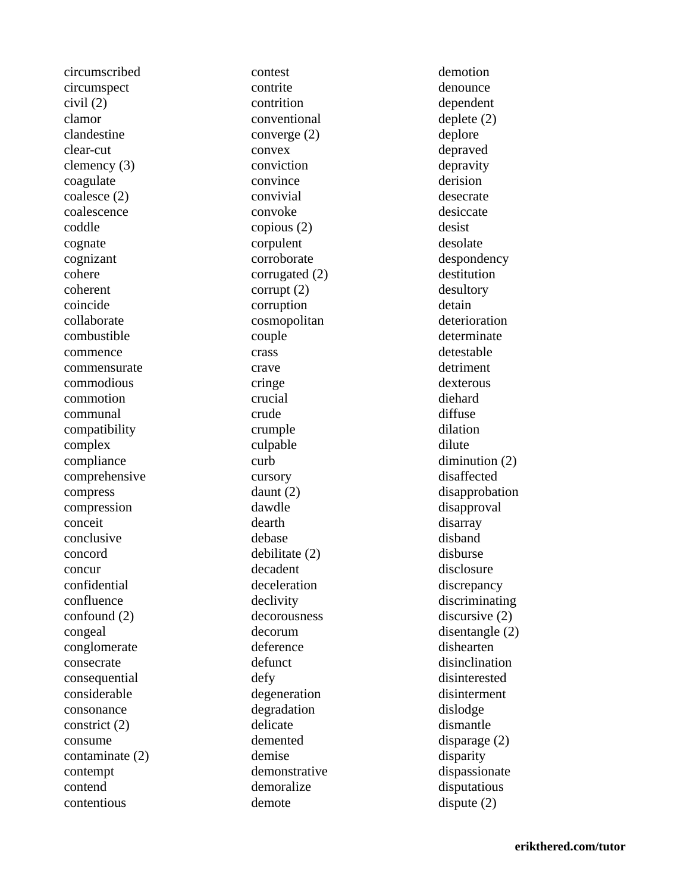circumscribed
circumspect
civil (2)
clamor
clandestine
clear-cut
clemency (3)
coagulate
coalesce (2)
coalescence
coddle
cognate
cognizant
cohere
coherent
coincide
collaborate
combustible
commence
commensurate
commodious
commotion
communal
compatibility
complex
compliance
comprehensive
compress
compression
conceit
conclusive
concord
concur
confidential
confluence
confound (2)
congeal
conglomerate
consecrate
consequential
considerable
consonance
constrict (2)
consume
contaminate (2)
contempt
contend
contentious
contest
contrite
contrition
conventional
converge (2)
convex
conviction
convince
convivial
convoke
copious (2)
corpulent
corroborate
corrugated (2)
corrupt (2)
corruption
cosmopolitan
couple
crass
crave
cringe
crucial
crude
crumple
culpable
curb
cursory
daunt (2)
dawdle
dearth
debase
debilitate (2)
decadent
deceleration
declivity
decorousness
decorum
deference
defunct
defy
degeneration
degradation
delicate
demented
demise
demonstrative
demoralize
demote
demotion
denounce
dependent
deplete (2)
deplore
depraved
depravity
derision
desecrate
desiccate
desist
desolate
despondency
destitution
desultory
detain
deterioration
determinate
detestable
detriment
dexterous
diehard
diffuse
dilation
dilute
diminution (2)
disaffected
disapprobation
disapproval
disarray
disband
disburse
disclosure
discrepancy
discriminating
discursive (2)
disentangle (2)
dishearten
disinclination
disinterested
disinterment
dislodge
dismantle
disparage (2)
disparity
dispassionate
disputatious
dispute (2)

**erikthered.com/tutor**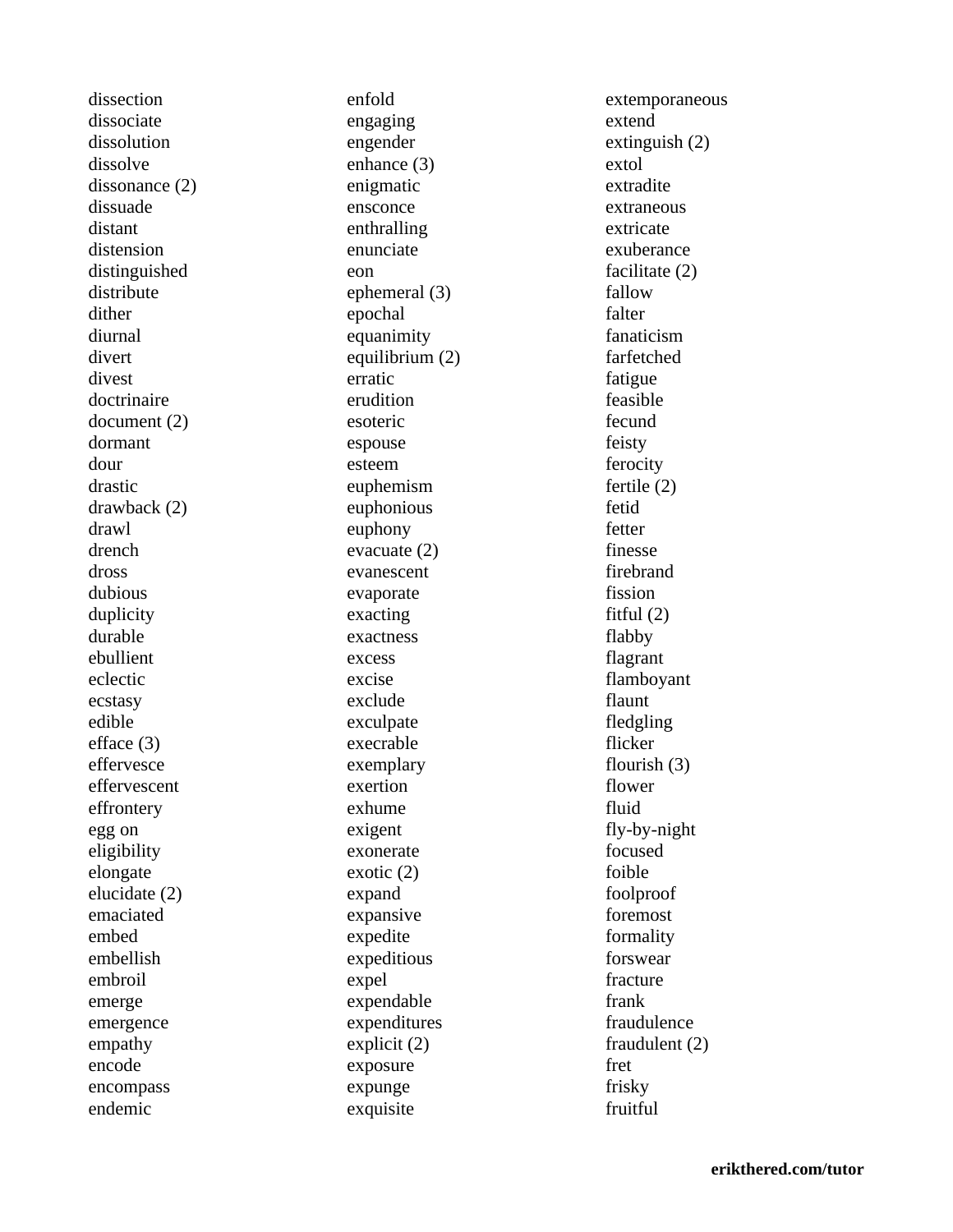dissection
dissociate
dissolution
dissolve
dissonance (2)
dissuade
distant
distension
distinguished
distribute
dither
diurnal
divert
divest
doctrinaire
document (2)
dormant
dour
drastic
drawback (2)
drawl
drench
dross
dubious
duplicity
durable
ebullient
eclectic
ecstasy
edible
efface (3)
effervesce
effervescent
effrontery
egg on
eligibility
elongate
elucidate (2)
emaciated
embed
embellish
embroil
emerge
emergence
empathy
encode
encompass
endemic
enfold
engaging
engender
enhance (3)
enigmatic
ensconce
enthralling
enunciate
eon
ephemeral (3)
epochal
equanimity
equilibrium (2)
erratic
erudition
esoteric
espouse
esteem
euphemism
euphonious
euphony
evacuate (2)
evanescent
evaporate
exacting
exactness
excess
excise
exclude
exculpate
execrable
exemplary
exertion
exhume
exigent
exonerate
exotic (2)
expand
expansive
expedite
expeditious
expel
expendable
expenditures
explicit (2)
exposure
expunge
exquisite
extemporaneous
extend
extinguish (2)
extol
extradite
extraneous
extricate
exuberance
facilitate (2)
fallow
falter
fanaticism
farfetched
fatigue
feasible
fecund
feisty
ferocity
fertile (2)
fetid
fetter
finesse
firebrand
fission
fitful (2)
flabby
flagrant
flamboyant
flaunt
fledgling
flicker
flourish (3)
flower
fluid
fly-by-night
focused
foible
foolproof
foremost
formality
forswear
fracture
frank
fraudulence
fraudulent (2)
fret
frisky
fruitful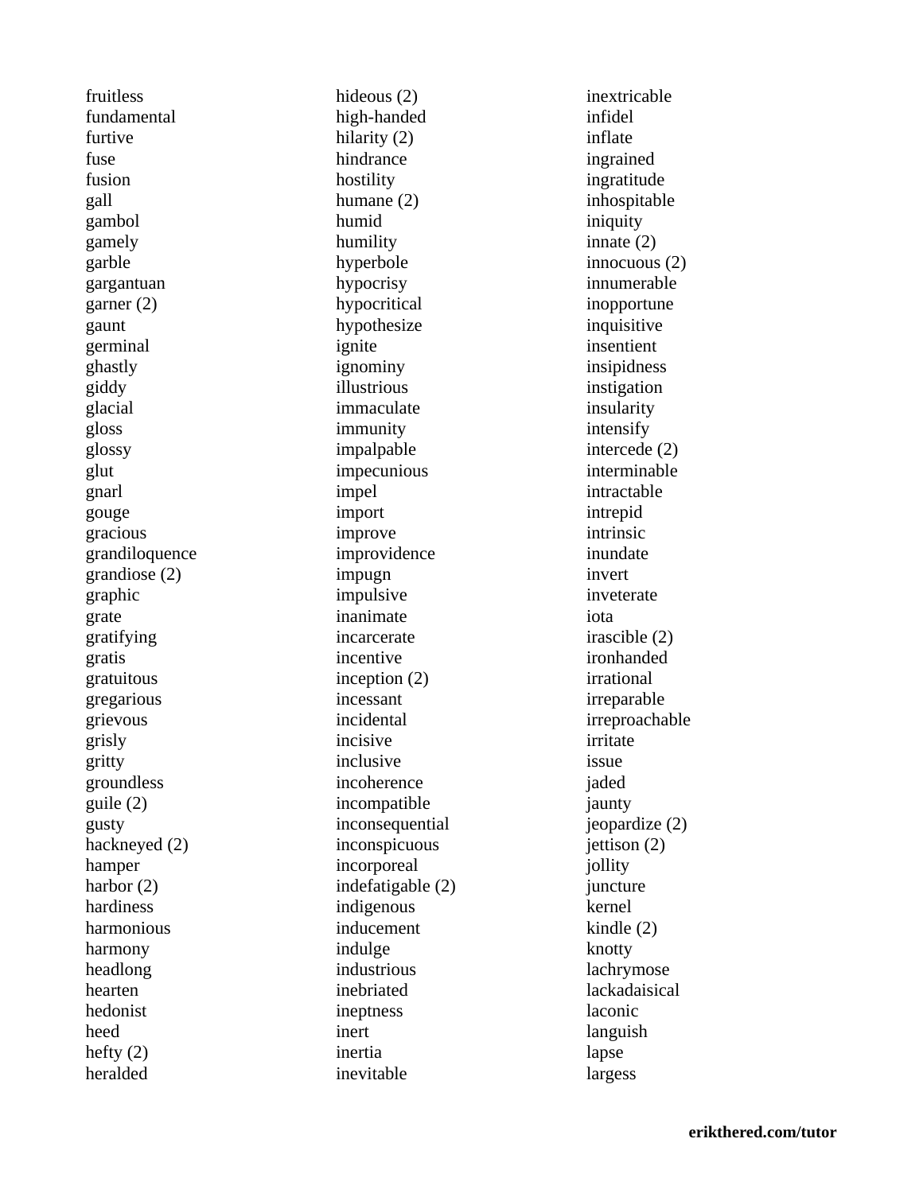fruitless
fundamental
furtive
fuse
fusion
gall
gambol
gamely
garble
gargantuan
garner (2)
gaunt
germinal
ghastly
giddy
glacial
gloss
glossy
glut
gnarl
gouge
gracious
grandiloquence
grandiose (2)
graphic
grate
gratifying
gratis
gratuitous
gregarious
grievous
grisly
gritty
groundless
guile (2)
gusty
hackneyed (2)
hamper
harbor (2)
hardiness
harmonious
harmony
headlong
hearten
hedonist
heed
hefty (2)
heralded
hideous (2)
high-handed
hilarity (2)
hindrance
hostility
humane (2)
humid
humility
hyperbole
hypocrisy
hypocritical
hypothesize
ignite
ignominy
illustrious
immaculate
immunity
impalpable
impecunious
impel
import
improve
improvidence
impugn
impulsive
inanimate
incarcerate
incentive
inception (2)
incessant
incidental
incisive
inclusive
incoherence
incompatible
inconsequential
inconspicuous
incorporeal
indefatigable (2)
indigenous
inducement
indulge
industrious
inebriated
ineptness
inert
inertia
inevitable
inextricable
infidel
inflate
ingrained
ingratitude
inhospitable
iniquity
innate (2)
innocuous (2)
innumerable
inopportune
inquisitive
insentient
insipidness
instigation
insularity
intensify
intercede (2)
interminable
intractable
intrepid
intrinsic
inundate
invert
inveterate
iota
irascible (2)
ironhanded
irrational
irreparable
irreproachable
irritate
issue
jaded
jaunty
jeopardize (2)
jettison (2)
jollity
juncture
kernel
kindle (2)
knotty
lachrymose
lackadaisical
laconic
languish
lapse
largess

**erikthered.com/tutor**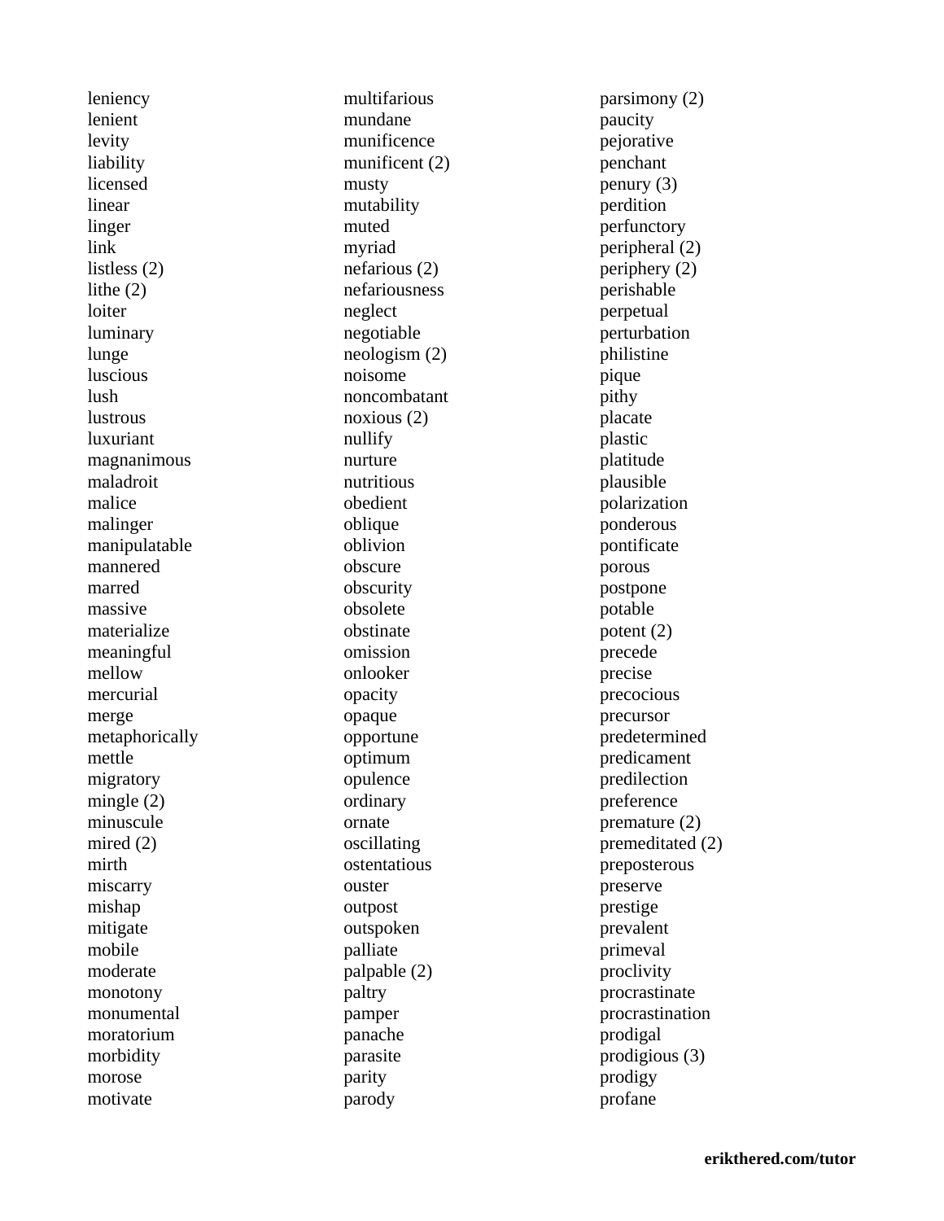leniency
lenient
levity
liability
licensed
linear
linger
link
listless (2)
lithe (2)
loiter
luminary
lunge
luscious
lush
lustrous
luxuriant
magnanimous
maladroit
malice
malinger
manipulatable
mannered
marred
massive
materialize
meaningful
mellow
mercurial
merge
metaphorically
mettle
migratory
mingle (2)
minuscule
mired (2)
mirth
miscarry
mishap
mitigate
mobile
moderate
monotony
monumental
moratorium
morbidity
morose
motivate
multifarious
mundane
munificence
munificent (2)
musty
mutability
muted
myriad
nefarious (2)
nefariousness
neglect
negotiable
neologism (2)
noisome
noncombatant
noxious (2)
nullify
nurture
nutritious
obedient
oblique
oblivion
obscure
obscurity
obsolete
obstinate
omission
onlooker
opacity
opaque
opportune
optimum
opulence
ordinary
ornate
oscillating
ostentatious
ouster
outpost
outspoken
palliate
palpable (2)
paltry
pamper
panache
parasite
parity
parody
parsimony (2)
paucity
pejorative
penchant
penury (3)
perdition
perfunctory
peripheral (2)
periphery (2)
perishable
perpetual
perturbation
philistine
pique
pithy
placate
plastic
platitude
plausible
polarization
ponderous
pontificate
porous
postpone
potable
potent (2)
precede
precise
precocious
precursor
predetermined
predicament
predilection
preference
premature (2)
premeditated (2)
preposterous
preserve
prestige
prevalent
primeval
proclivity
procrastinate
procrastination
prodigal
prodigious (3)
prodigy
profane

**erikthered.com/tutor**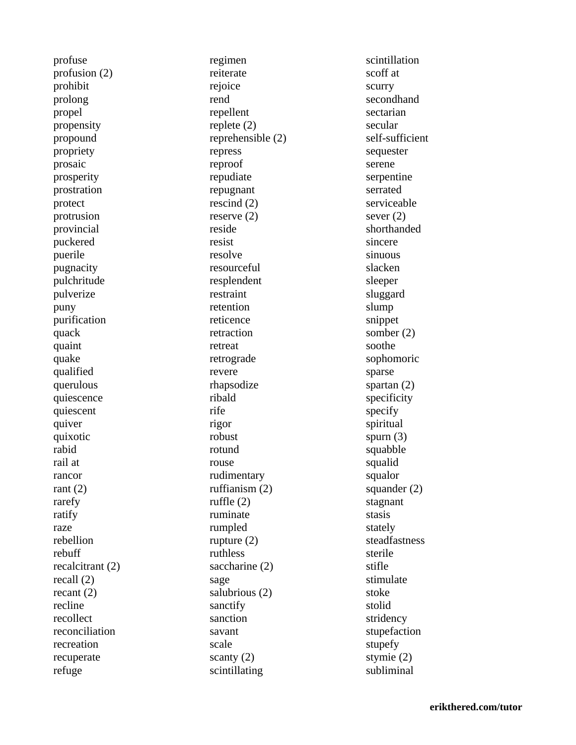profuse
profusion (2)
prohibit
prolong
propel
propensity
propound
propriety
prosaic
prosperity
prostration
protect
protrusion
provincial
puckered
puerile
pugnacity
pulchritude
pulverize
puny
purification
quack
quaint
quake
qualified
querulous
quiescence
quiescent
quiver
quixotic
rabid
rail at
rancor
rant (2)
rarefy
ratify
raze
rebellion
rebuff
recalcitrant (2)
recall (2)
recant (2)
recline
recollect
reconciliation
recreation
recuperate
refuge
regimen
reiterate
rejoice
rend
repellent
replete (2)
reprehensible (2)
repress
reproof
repudiate
repugnant
rescind (2)
reserve (2)
reside
resist
resolve
resourceful
resplendent
restraint
retention
reticence
retraction
retreat
retrograde
revere
rhapsodize
ribald
rife
rigor
robust
rotund
rouse
rudimentary
ruffianism (2)
ruffle (2)
ruminate
rumpled
rupture (2)
ruthless
saccharine (2)
sage
salubrious (2)
sanctify
sanction
savant
scale
scanty (2)
scintillating
scintillation
scoff at
scurry
secondhand
sectarian
secular
self-sufficient
sequester
serene
serpentine
serrated
serviceable
sever (2)
shorthanded
sincere
sinuous
slacken
sleeper
sluggard
slump
snippet
somber (2)
soothe
sophomoric
sparse
spartan (2)
specificity
specify
spiritual
spurn (3)
squabble
squalid
squalor
squander (2)
stagnant
stasis
stately
steadfastness
sterile
stifle
stimulate
stoke
stolid
stridency
stupefaction
stupefy
stymie (2)
subliminal

**erikthered.com/tutor**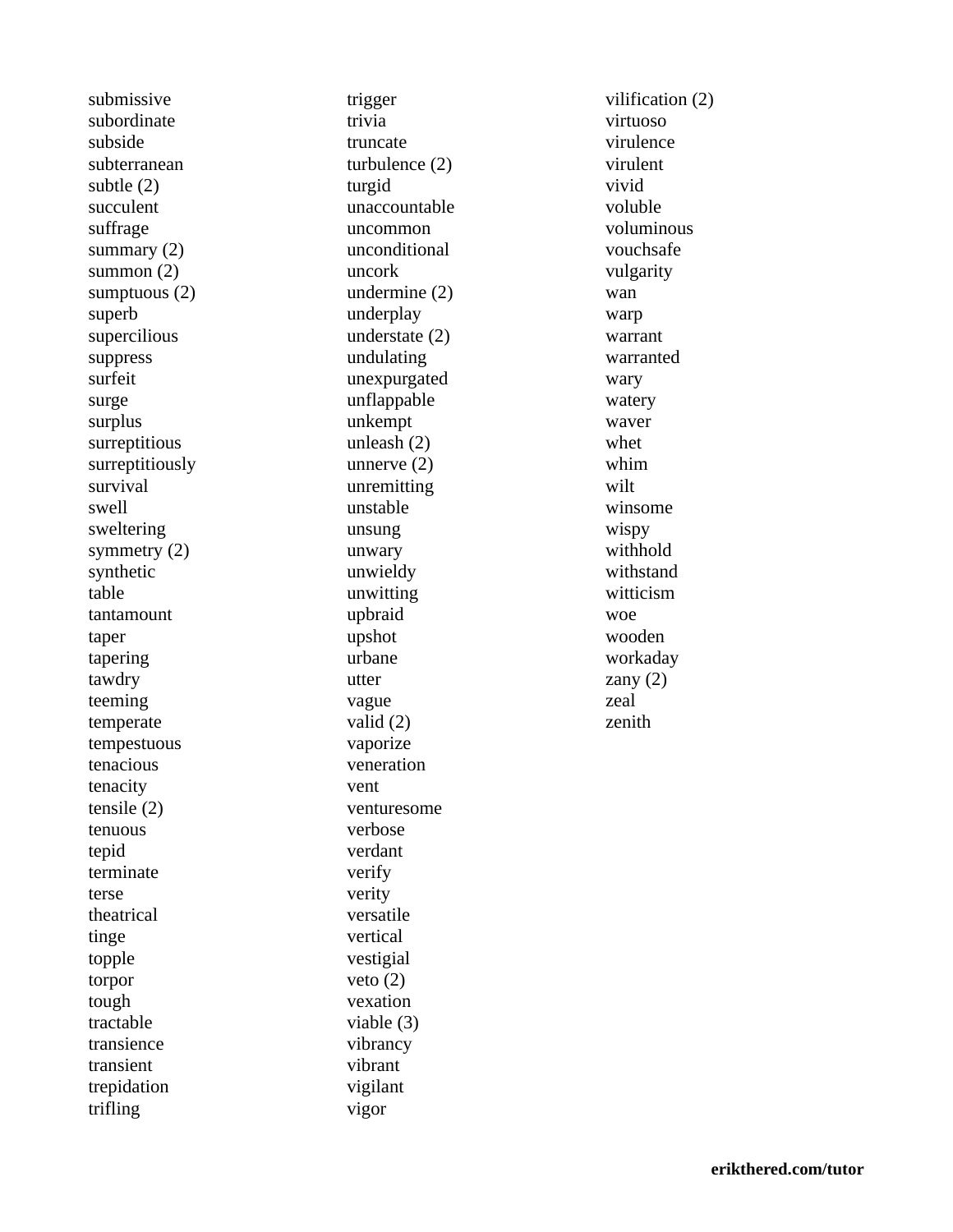submissive
subordinate
subside
subterranean
subtle (2)
succulent
suffrage
summary (2)
summon (2)
sumptuous (2)
superb
supercilious
suppress
surfeit
surge
surplus
surreptitious
surreptitiously
survival
swell
sweltering
symmetry (2)
synthetic
table
tantamount
taper
tapering
tawdry
teeming
temperate
tempestuous
tenacious
tenacity
tensile (2)
tenuous
tepid
terminate
terse
theatrical
tinge
topple
torpor
tough
tractable
transience
transient
trepidation
trifling
trigger
trivia
truncate
turbulence (2)
turgid
unaccountable
uncommon
unconditional
uncork
undermine (2)
underplay
understate (2)
undulating
unexpurgated
unflappable
unkempt
unleash (2)
unnerve (2)
unremitting
unstable
unsung
unwary
unwieldy
unwitting
upbraid
upshot
urbane
utter
vague
valid (2)
vaporize
veneration
vent
venturesome
verbose
verdant
verify
verity
versatile
vertical
vestigial
veto (2)
vexation
viable (3)
vibrancy
vibrant
vigilant
vigor
vilification (2)
virtuoso
virulence
virulent
vivid
voluble
voluminous
vouchsafe
vulgarity
wan
warp
warrant
warranted
wary
watery
waver
whet
whim
wilt
winsome
wispy
withhold
withstand
witticism
woe
wooden
workaday
zany (2)
zeal
zenith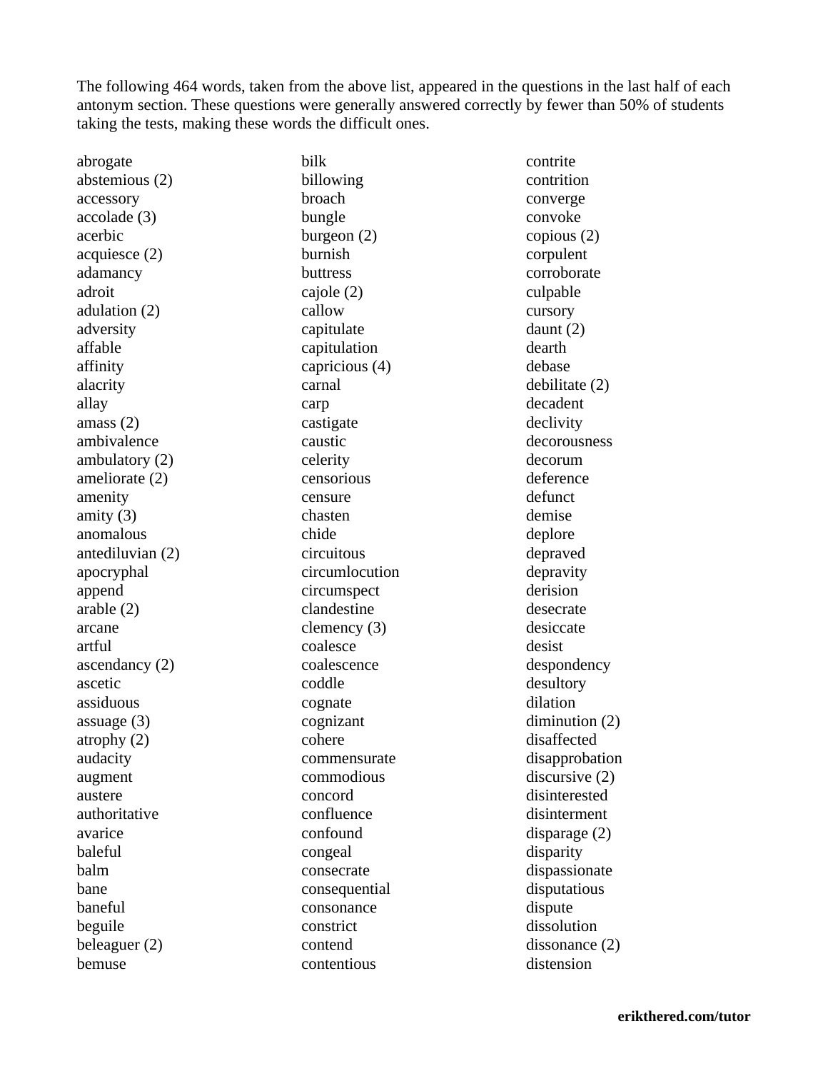The following 464 words, taken from the above list, appeared in the questions in the last half of each antonym section. These questions were generally answered correctly by fewer than 50% of students taking the tests, making these words the difficult ones.

abrogate
abstemious (2)
accessory
accolade (3)
acerbic
acquiesce (2)
adamancy
adroit
adulation (2)
adversity
affable
affinity
alacrity
allay
amass (2)
ambivalence
ambulatory (2)
ameliorate (2)
amenity
amity (3)
anomalous
antediluvian (2)
apocryphal
append
arable (2)
arcane
artful
ascendancy (2)
ascetic
assiduous
assuage (3)
atrophy (2)
audacity
augment
austere
authoritative
avarice
baleful
balm
bane
baneful
beguile
beleaguer (2)
bemuse
bilk
billowing
broach
bungle
burgeon (2)
burnish
buttress
cajole (2)
callow
capitulate
capitulation
capricious (4)
carnal
carp
castigate
caustic
celerity
censorious
censure
chasten
chide
circuitous
circumlocution
circumspect
clandestine
clemency (3)
coalesce
coalescence
coddle
cognate
cognizant
cohere
commensurate
commodious
concord
confluence
confound
congeal
consecrate
consequential
consonance
constrict
contend
contentious
contrite
contrition
converge
convoke
copious (2)
corpulent
corroborate
culpable
cursory
daunt (2)
dearth
debase
debilitate (2)
decadent
declivity
decorousness
decorum
deference
defunct
demise
deplore
depraved
depravity
derision
desecrate
desiccate
desist
despondency
desultory
dilation
diminution (2)
disaffected
disapprobation
discursive (2)
disinterested
disinterment
disparage (2)
disparity
dispassionate
disputatious
dispute
dissolution
dissonance (2)
distension

erikthered.com/tutor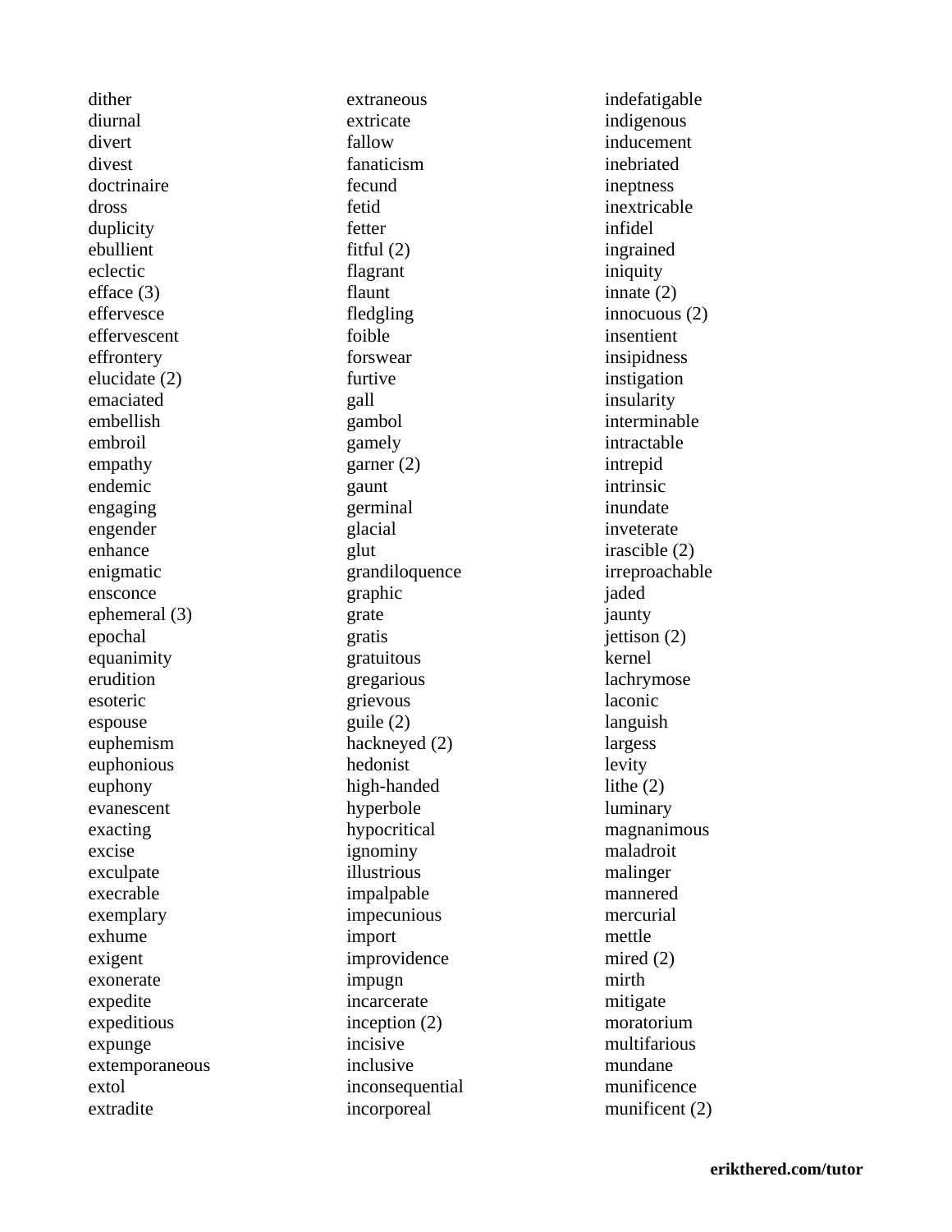dither
diurnal
divert
divest
doctrinaire
dross
duplicity
ebullient
eclectic
efface (3)
effervesce
effervescent
effrontery
elucidate (2)
emaciated
embellish
embroil
empathy
endemic
engaging
engender
enhance
enigmatic
ensconce
ephemeral (3)
epochal
equanimity
erudition
esoteric
espouse
euphemism
euphonious
euphony
evanescent
exacting
excise
exculpate
execrable
exemplary
exhume
exigent
exonerate
expedite
expeditious
expunge
extemporaneous
extol
extradite
extraneous
extricate
fallow
fanaticism
fecund
fetid
fetter
fitful (2)
flagrant
flaunt
fledgling
foible
forswear
furtive
gall
gambol
gamely
garner (2)
gaunt
germinal
glacial
glut
grandiloquence
graphic
grate
gratis
gratuitous
gregarious
grievous
guile (2)
hackneyed (2)
hedonist
high-handed
hyperbole
hypocritical
ignominy
illustrious
impalpable
impecunious
import
improvidence
impugn
incarcerate
inception (2)
incisive
inclusive
inconsequential
incorporeal
indefatigable
indigenous
inducement
inebriated
ineptness
inextricable
infidel
ingrained
iniquity
innate (2)
innocuous (2)
insentient
insipidness
instigation
insularity
interminable
intractable
intrepid
intrinsic
inundate
inveterate
irascible (2)
irreproachable
jaded
jaunty
jettison (2)
kernel
lachrymose
laconic
languish
largess
levity
lithe (2)
luminary
magnanimous
maladroit
malinger
mannered
mercurial
mettle
mired (2)
mirth
mitigate
moratorium
multifarious
mundane
munificence
munificent (2)

**erikthered.com/tutor**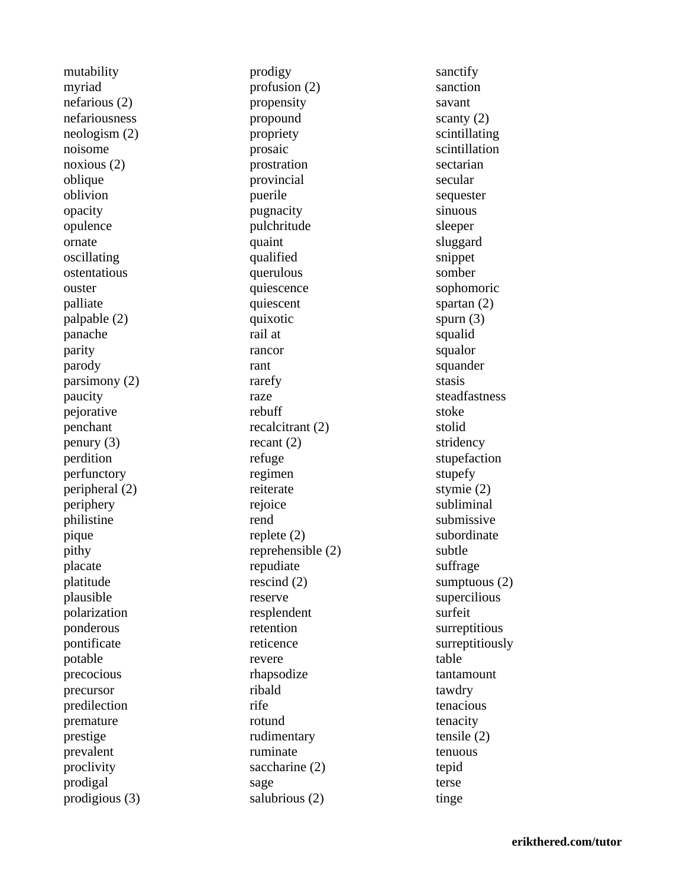mutability
myriad
nefarious (2)
nefariousness
neologism (2)
noisome
noxious (2)
oblique
oblivion
opacity
opulence
ornate
oscillating
ostentatious
ouster
palliate
palpable (2)
panache
parity
parody
parsimony (2)
paucity
pejorative
penchant
penury (3)
perdition
perfunctory
peripheral (2)
periphery
philistine
pique
pithy
placate
platitude
plausible
polarization
ponderous
pontificate
potable
precocious
precursor
predilection
premature
prestige
prevalent
proclivity
prodigal
prodigious (3)

prodigy
profusion (2)
propensity
propound
propriety
prosaic
prostration
provincial
puerile
pugnacity
pulchritude
quaint
qualified
querulous
quiescence
quiescent
quixotic
rail at
rancor
rant
rarefy
raze
rebuff
recalcitrant (2)
recant (2)
refuge
regimen
reiterate
rejoice
rend
replete (2)
reprehensible (2)
repudiate
rescind (2)
reserve
resplendent
retention
reticence
revere
rhapsodize
ribald
rife
rotund
rudimentary
ruminate
saccharine (2)
sage
salubrious (2)

sanctify
sanction
savant
scanty (2)
scintillating
scintillation
sectarian
secular
sequester
sinuous
sleeper
sluggard
snippet
somber
sophomoric
spartan (2)
spurn (3)
squalid
squalor
squander
stasis
steadfastness
stoke
stolid
stridency
stupefaction
stupefy
stymie (2)
subliminal
submissive
subordinate
subtle
suffrage
sumptuous (2)
supercilious
surfeit
surreptitious
surreptitiously
table
tantamount
tawdry
tenacious
tenacity
tensile (2)
tenuous
tepid
terse
tinge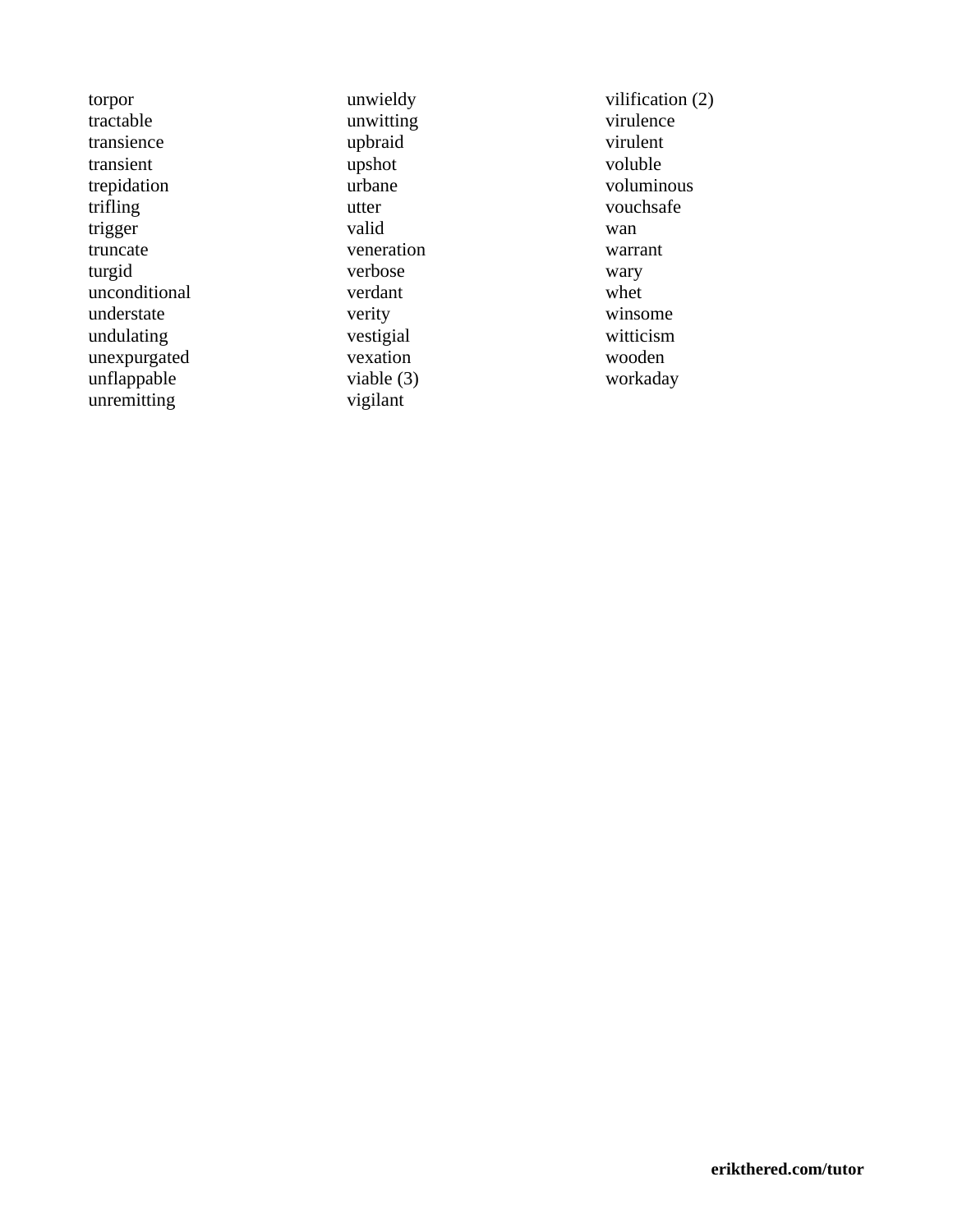torpor
tractable
transience
transient
trepidation
trifling
trigger
truncate
turgid
unconditional
understate
undulating
unexpurgated
unflappable
unremitting
unwieldy
unwitting
upbraid
upshot
urbane
utter
valid
veneration
verbose
verdant
verity
vestigial
vexation
viable (3)
vigilant
vilification (2)
virulence
virulent
voluble
voluminous
vouchsafe
wan
warrant
wary
whet
winsome
witticism
wooden
workaday

**erikthered.com/tutor**